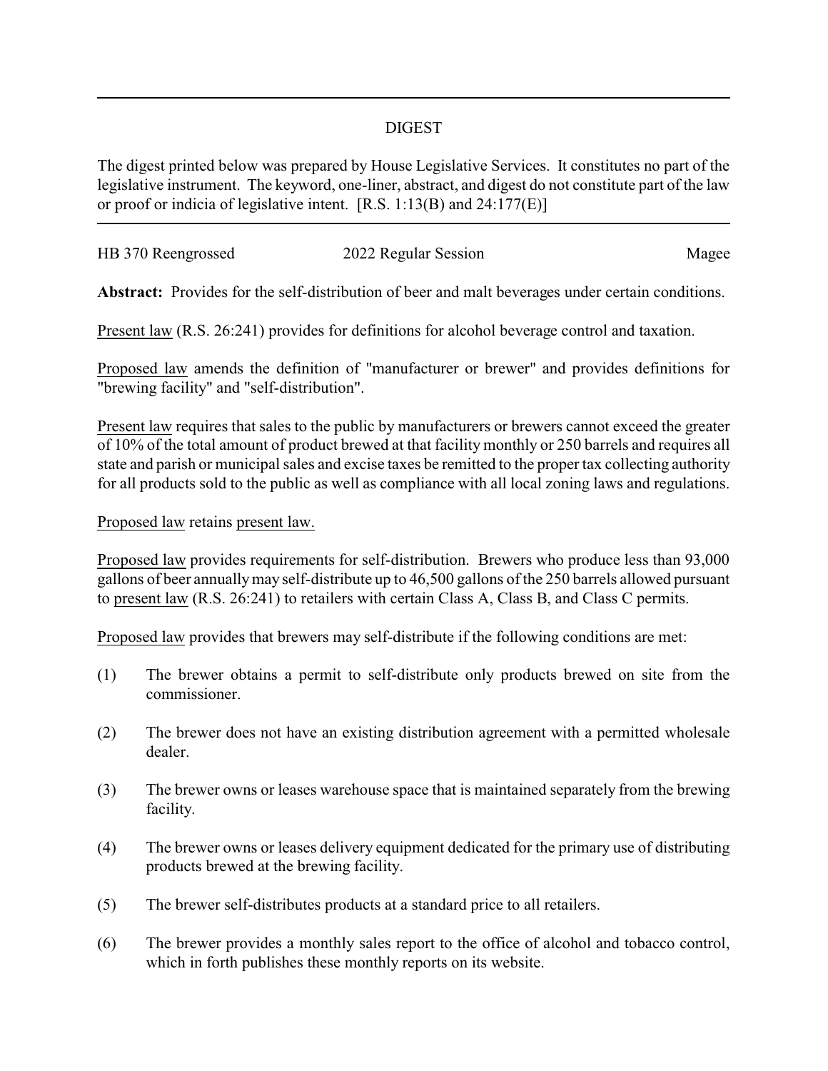## DIGEST

The digest printed below was prepared by House Legislative Services. It constitutes no part of the legislative instrument. The keyword, one-liner, abstract, and digest do not constitute part of the law or proof or indicia of legislative intent. [R.S. 1:13(B) and 24:177(E)]

HB 370 Reengrossed 2022 Regular Session Magee

**Abstract:** Provides for the self-distribution of beer and malt beverages under certain conditions.

Present law (R.S. 26:241) provides for definitions for alcohol beverage control and taxation.

Proposed law amends the definition of "manufacturer or brewer" and provides definitions for "brewing facility" and "self-distribution".

Present law requires that sales to the public by manufacturers or brewers cannot exceed the greater of 10% of the total amount of product brewed at that facility monthly or 250 barrels and requires all state and parish or municipal sales and excise taxes be remitted to the proper tax collecting authority for all products sold to the public as well as compliance with all local zoning laws and regulations.

Proposed law retains present law.

Proposed law provides requirements for self-distribution. Brewers who produce less than 93,000 gallons of beer annually may self-distribute up to 46,500 gallons of the 250 barrels allowed pursuant to present law (R.S. 26:241) to retailers with certain Class A, Class B, and Class C permits.

Proposed law provides that brewers may self-distribute if the following conditions are met:

(1) The brewer obtains a permit to self-distribute only products brewed on site from the commissioner.

(2) The brewer does not have an existing distribution agreement with a permitted wholesale dealer.

(3) The brewer owns or leases warehouse space that is maintained separately from the brewing facility.

(4) The brewer owns or leases delivery equipment dedicated for the primary use of distributing products brewed at the brewing facility.

(5) The brewer self-distributes products at a standard price to all retailers.

(6) The brewer provides a monthly sales report to the office of alcohol and tobacco control, which in forth publishes these monthly reports on its website.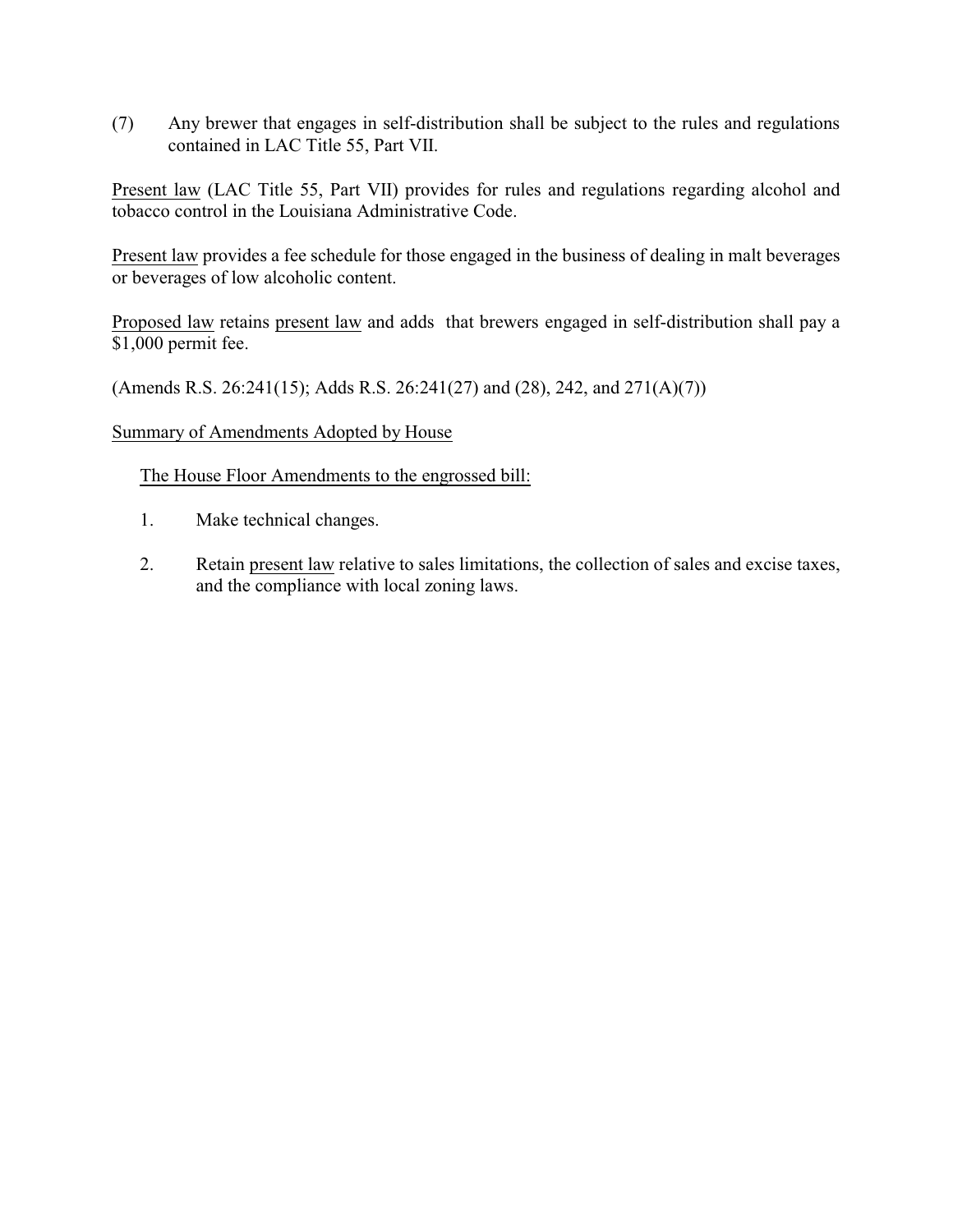(7) Any brewer that engages in self-distribution shall be subject to the rules and regulations contained in LAC Title 55, Part VII.

Present law (LAC Title 55, Part VII) provides for rules and regulations regarding alcohol and tobacco control in the Louisiana Administrative Code.

Present law provides a fee schedule for those engaged in the business of dealing in malt beverages or beverages of low alcoholic content.

Proposed law retains present law and adds that brewers engaged in self-distribution shall pay a $1,000 permit fee.

(Amends R.S. 26:241(15); Adds R.S. 26:241(27) and (28), 242, and 271(A)(7))

Summary of Amendments Adopted by House

The House Floor Amendments to the engrossed bill:

1. Make technical changes.
2. Retain present law relative to sales limitations, the collection of sales and excise taxes, and the compliance with local zoning laws.